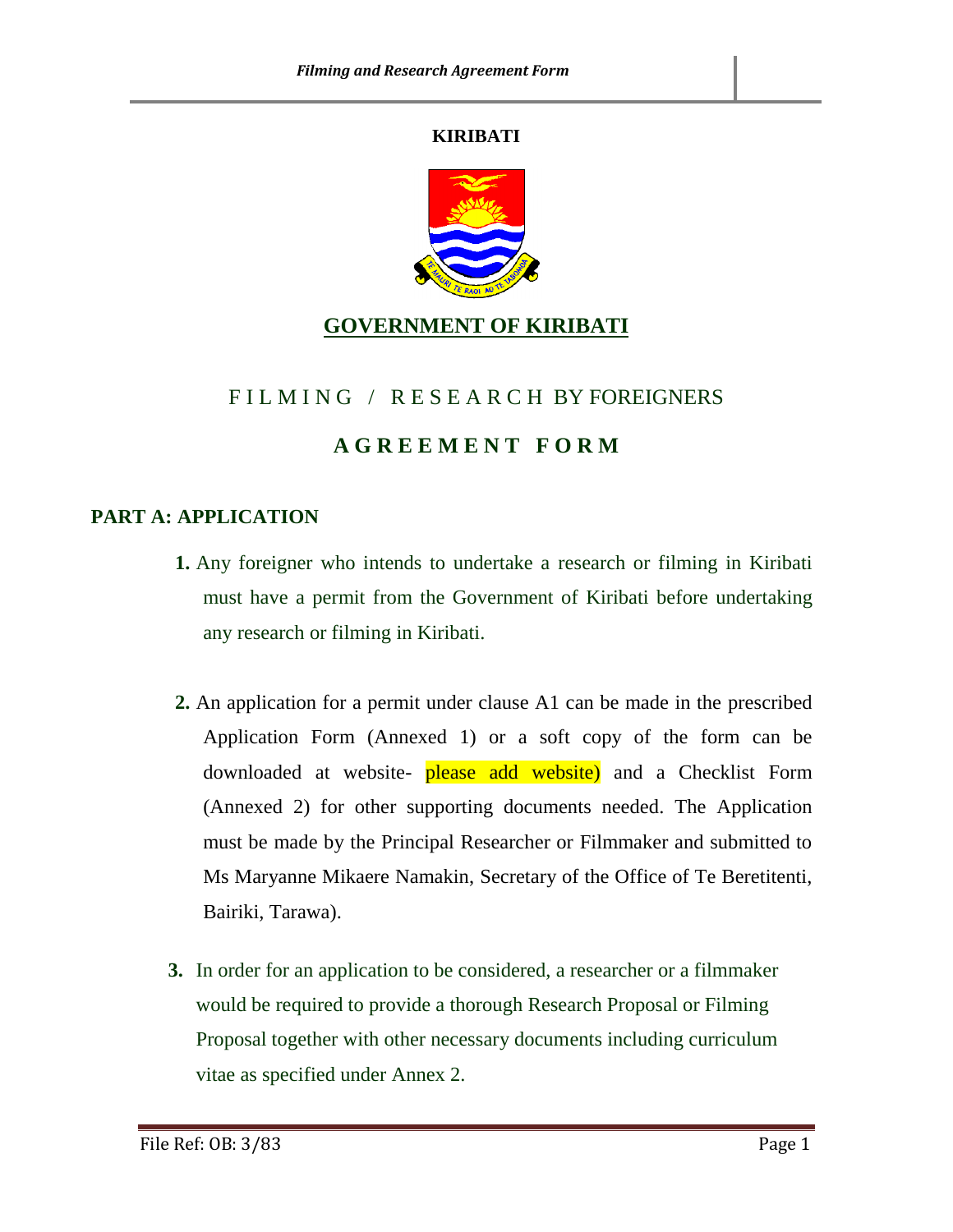**KIRIBATI**

## GOVERNMENT OF KIRIBATI

F I L M I N G / R E S E A R C H BY FOREIGNERS

# A G R E E M E N T F O R M

## PART A: APPLICATION

**1.** Any foreigner who intends to undertake a research or filming in Kiribati must have a permit from the Government of Kiribati before undertaking any research or filming in Kiribati.

**2.** An application for a permit under clause A1 can be made in the prescribed Application Form (Annexed 1) or a soft copy of the form can be downloaded at website- please add website) and a Checklist Form (Annexed 2) for other supporting documents needed. The Application must be made by the Principal Researcher or Filmmaker and submitted to Ms Maryanne Mikaere Namakin, Secretary of the Office of Te Beretitenti, Bairiki, Tarawa).

**3.** In order for an application to be considered, a researcher or a filmmaker would be required to provide a thorough Research Proposal or Filming Proposal together with other necessary documents including curriculum vitae as specified under Annex 2.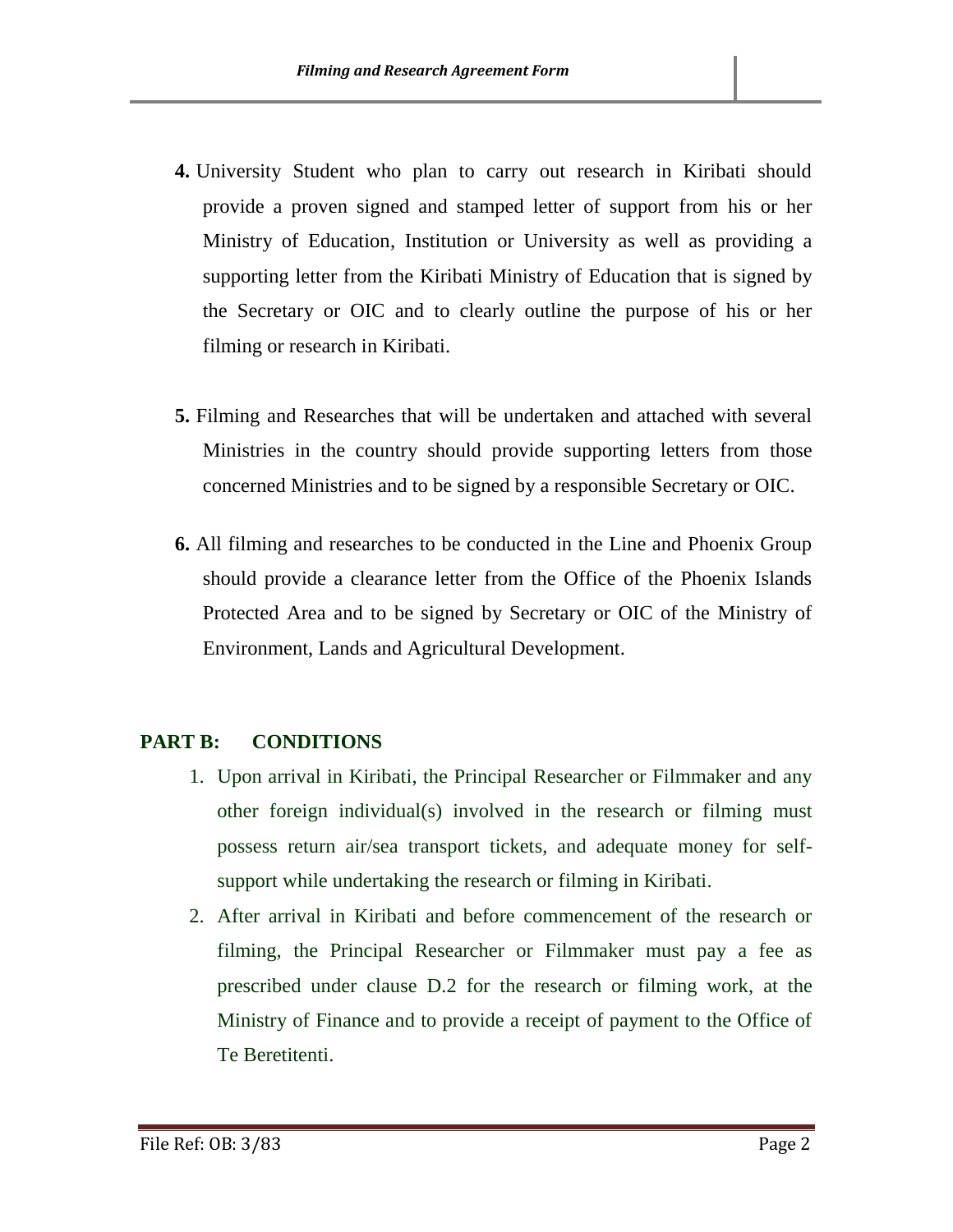**4.** University Student who plan to carry out research in Kiribati should provide a proven signed and stamped letter of support from his or her Ministry of Education, Institution or University as well as providing a supporting letter from the Kiribati Ministry of Education that is signed by the Secretary or OIC and to clearly outline the purpose of his or her filming or research in Kiribati.

**5.** Filming and Researches that will be undertaken and attached with several Ministries in the country should provide supporting letters from those concerned Ministries and to be signed by a responsible Secretary or OIC.

**6.** All filming and researches to be conducted in the Line and Phoenix Group should provide a clearance letter from the Office of the Phoenix Islands Protected Area and to be signed by Secretary or OIC of the Ministry of Environment, Lands and Agricultural Development.

## PART B: CONDITIONS

1. Upon arrival in Kiribati, the Principal Researcher or Filmmaker and any other foreign individual(s) involved in the research or filming must possess return air/sea transport tickets, and adequate money for self-support while undertaking the research or filming in Kiribati.
2. After arrival in Kiribati and before commencement of the research or filming, the Principal Researcher or Filmmaker must pay a fee as prescribed under clause D.2 for the research or filming work, at the Ministry of Finance and to provide a receipt of payment to the Office of Te Beretitenti.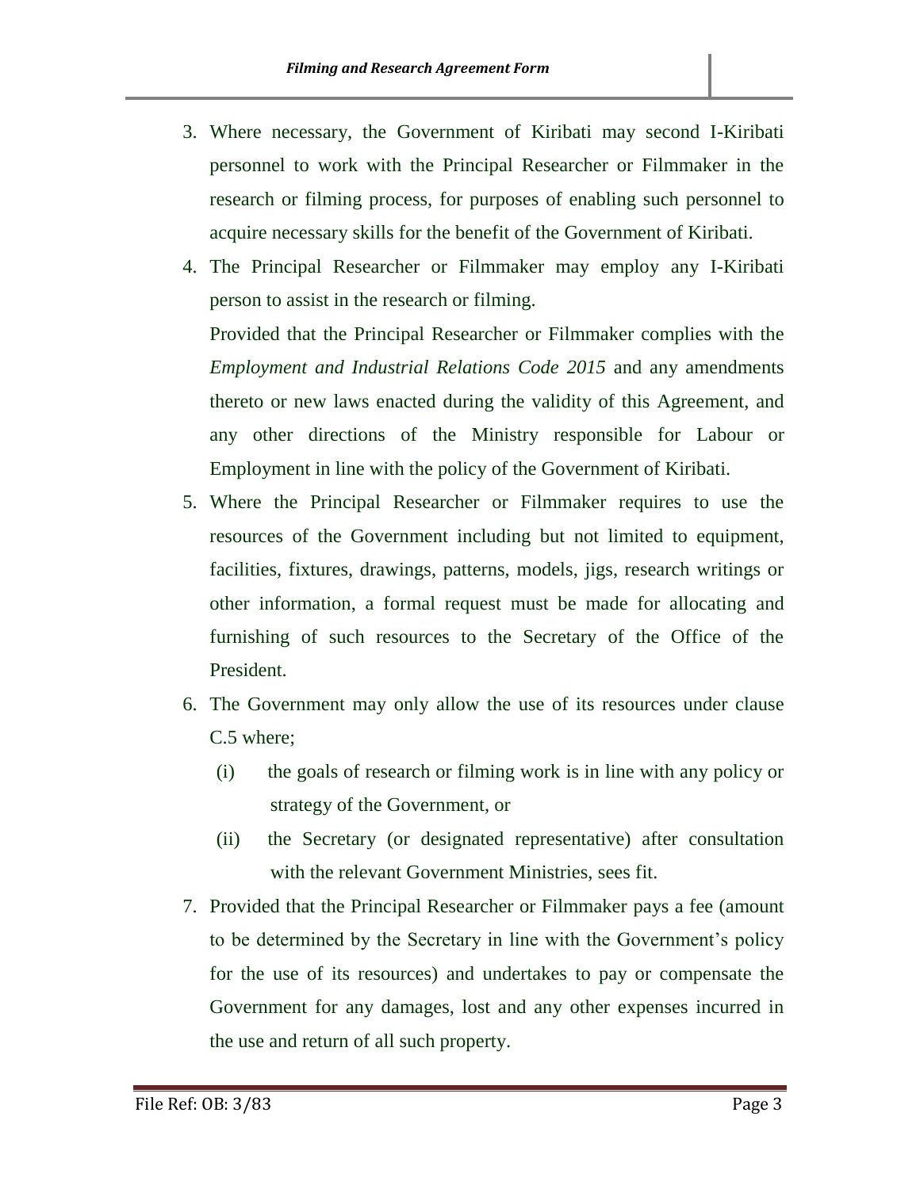3. Where necessary, the Government of Kiribati may second I-Kiribati personnel to work with the Principal Researcher or Filmmaker in the research or filming process, for purposes of enabling such personnel to acquire necessary skills for the benefit of the Government of Kiribati.

4. The Principal Researcher or Filmmaker may employ any I-Kiribati person to assist in the research or filming.

   Provided that the Principal Researcher or Filmmaker complies with the *Employment and Industrial Relations Code 2015* and any amendments thereto or new laws enacted during the validity of this Agreement, and any other directions of the Ministry responsible for Labour or Employment in line with the policy of the Government of Kiribati.

5. Where the Principal Researcher or Filmmaker requires to use the resources of the Government including but not limited to equipment, facilities, fixtures, drawings, patterns, models, jigs, research writings or other information, a formal request must be made for allocating and furnishing of such resources to the Secretary of the Office of the President.

6. The Government may only allow the use of its resources under clause C.5 where;

   (i) the goals of research or filming work is in line with any policy or strategy of the Government, or

   (ii) the Secretary (or designated representative) after consultation with the relevant Government Ministries, sees fit.

7. Provided that the Principal Researcher or Filmmaker pays a fee (amount to be determined by the Secretary in line with the Government's policy for the use of its resources) and undertakes to pay or compensate the Government for any damages, lost and any other expenses incurred in the use and return of all such property.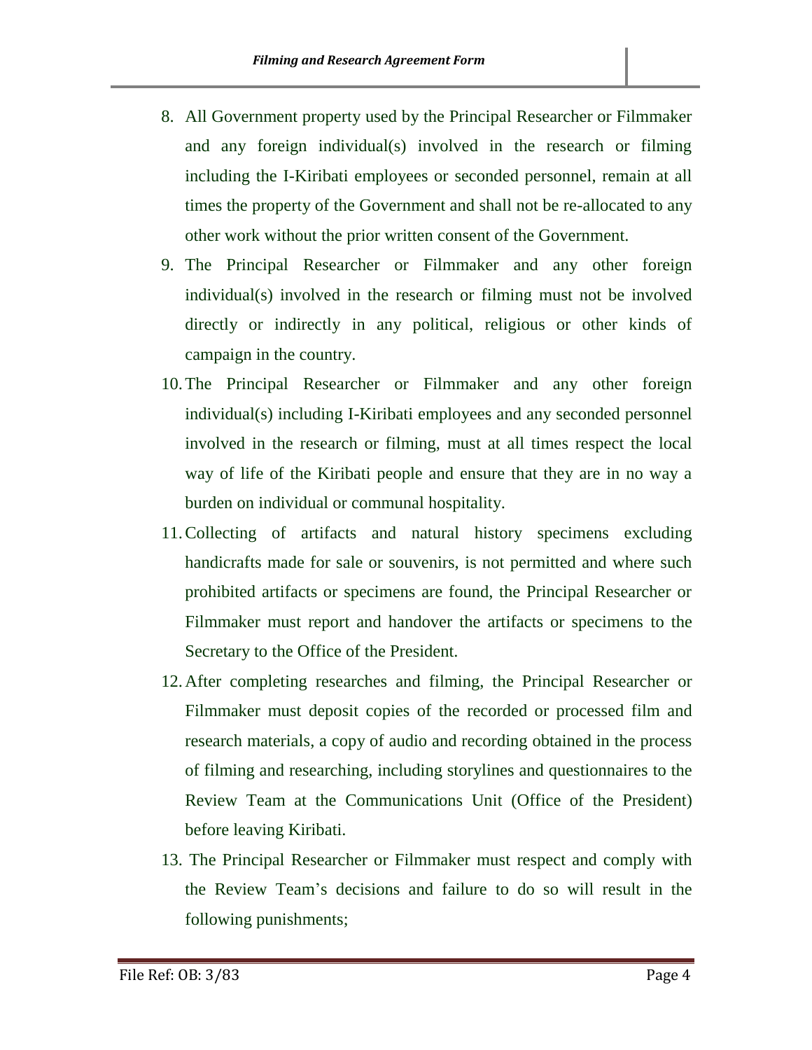8. All Government property used by the Principal Researcher or Filmmaker and any foreign individual(s) involved in the research or filming including the I-Kiribati employees or seconded personnel, remain at all times the property of the Government and shall not be re-allocated to any other work without the prior written consent of the Government.
9. The Principal Researcher or Filmmaker and any other foreign individual(s) involved in the research or filming must not be involved directly or indirectly in any political, religious or other kinds of campaign in the country.
10. The Principal Researcher or Filmmaker and any other foreign individual(s) including I-Kiribati employees and any seconded personnel involved in the research or filming, must at all times respect the local way of life of the Kiribati people and ensure that they are in no way a burden on individual or communal hospitality.
11. Collecting of artifacts and natural history specimens excluding handicrafts made for sale or souvenirs, is not permitted and where such prohibited artifacts or specimens are found, the Principal Researcher or Filmmaker must report and handover the artifacts or specimens to the Secretary to the Office of the President.
12. After completing researches and filming, the Principal Researcher or Filmmaker must deposit copies of the recorded or processed film and research materials, a copy of audio and recording obtained in the process of filming and researching, including storylines and questionnaires to the Review Team at the Communications Unit (Office of the President) before leaving Kiribati.
13. The Principal Researcher or Filmmaker must respect and comply with the Review Team's decisions and failure to do so will result in the following punishments;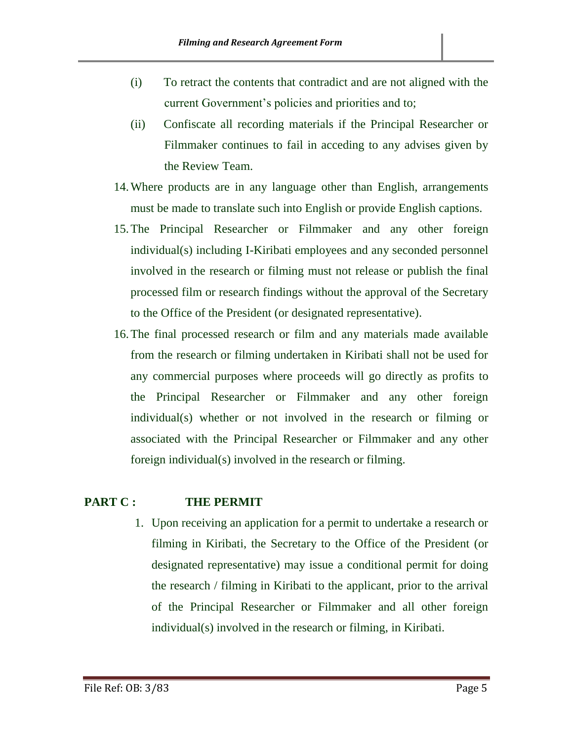(i) To retract the contents that contradict and are not aligned with the current Government's policies and priorities and to;

(ii) Confiscate all recording materials if the Principal Researcher or Filmmaker continues to fail in acceding to any advises given by the Review Team.

14. Where products are in any language other than English, arrangements must be made to translate such into English or provide English captions.
15. The Principal Researcher or Filmmaker and any other foreign individual(s) including I-Kiribati employees and any seconded personnel involved in the research or filming must not release or publish the final processed film or research findings without the approval of the Secretary to the Office of the President (or designated representative).
16. The final processed research or film and any materials made available from the research or filming undertaken in Kiribati shall not be used for any commercial purposes where proceeds will go directly as profits to the Principal Researcher or Filmmaker and any other foreign individual(s) whether or not involved in the research or filming or associated with the Principal Researcher or Filmmaker and any other foreign individual(s) involved in the research or filming.

## PART C : THE PERMIT

1. Upon receiving an application for a permit to undertake a research or filming in Kiribati, the Secretary to the Office of the President (or designated representative) may issue a conditional permit for doing the research / filming in Kiribati to the applicant, prior to the arrival of the Principal Researcher or Filmmaker and all other foreign individual(s) involved in the research or filming, in Kiribati.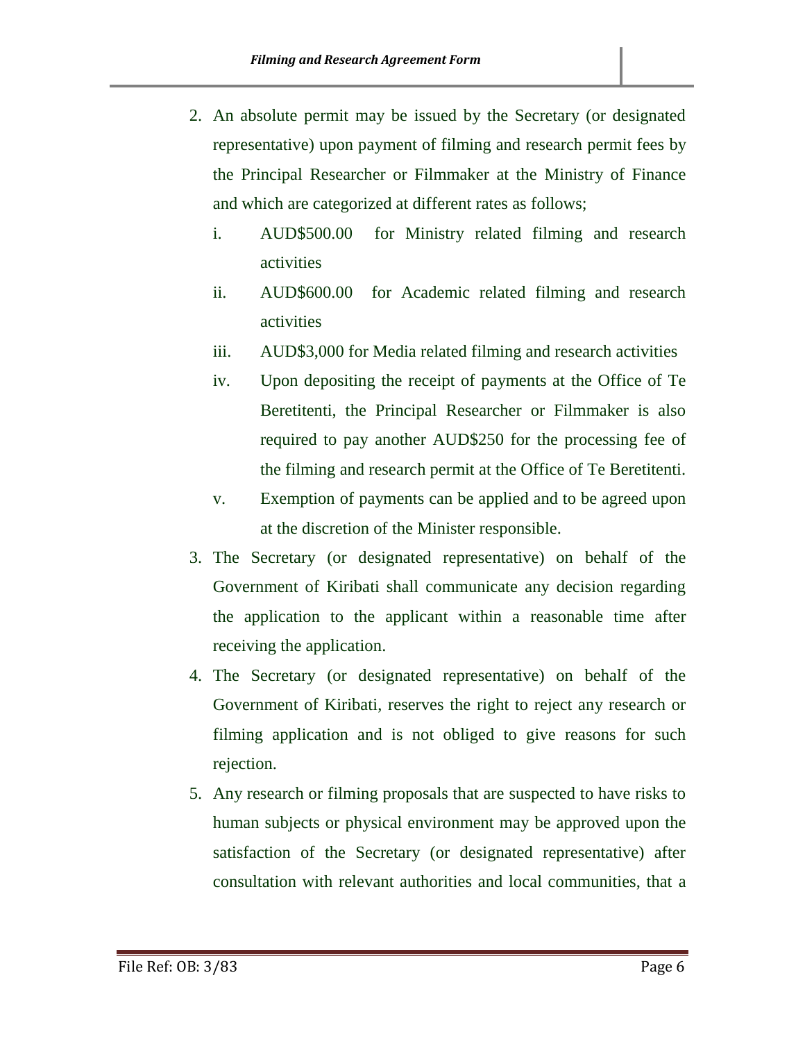2. An absolute permit may be issued by the Secretary (or designated representative) upon payment of filming and research permit fees by the Principal Researcher or Filmmaker at the Ministry of Finance and which are categorized at different rates as follows;

    i. AUD$500.00 for Ministry related filming and research activities

    ii. AUD$600.00 for Academic related filming and research activities

    iii. AUD$3,000 for Media related filming and research activities

    iv. Upon depositing the receipt of payments at the Office of Te Beretitenti, the Principal Researcher or Filmmaker is also required to pay another AUD$250 for the processing fee of the filming and research permit at the Office of Te Beretitenti.

    v. Exemption of payments can be applied and to be agreed upon at the discretion of the Minister responsible.

3. The Secretary (or designated representative) on behalf of the Government of Kiribati shall communicate any decision regarding the application to the applicant within a reasonable time after receiving the application.

4. The Secretary (or designated representative) on behalf of the Government of Kiribati, reserves the right to reject any research or filming application and is not obliged to give reasons for such rejection.

5. Any research or filming proposals that are suspected to have risks to human subjects or physical environment may be approved upon the satisfaction of the Secretary (or designated representative) after consultation with relevant authorities and local communities, that a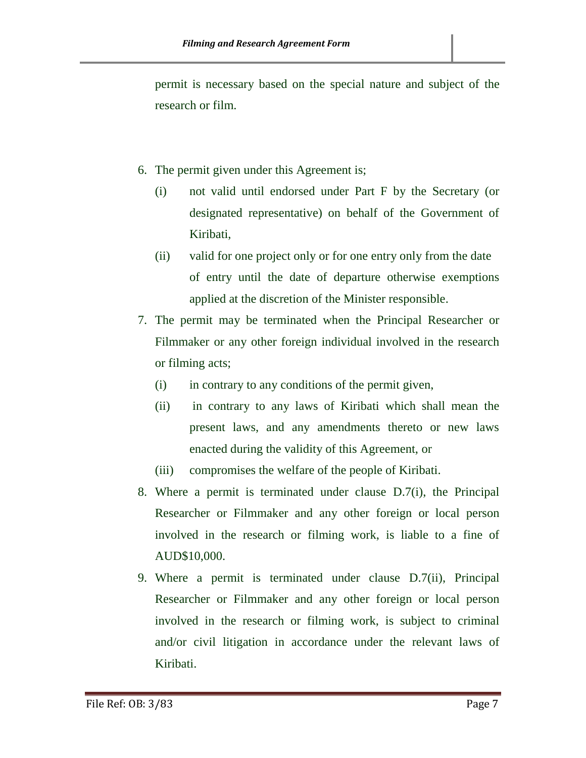permit is necessary based on the special nature and subject of the research or film.

6. The permit given under this Agreement is;
   (i) not valid until endorsed under Part F by the Secretary (or designated representative) on behalf of the Government of Kiribati,
   (ii) valid for one project only or for one entry only from the date of entry until the date of departure otherwise exemptions applied at the discretion of the Minister responsible.
7. The permit may be terminated when the Principal Researcher or Filmmaker or any other foreign individual involved in the research or filming acts;
   (i) in contrary to any conditions of the permit given,
   (ii) in contrary to any laws of Kiribati which shall mean the present laws, and any amendments thereto or new laws enacted during the validity of this Agreement, or
   (iii) compromises the welfare of the people of Kiribati.
8. Where a permit is terminated under clause D.7(i), the Principal Researcher or Filmmaker and any other foreign or local person involved in the research or filming work, is liable to a fine of AUD$10,000.
9. Where a permit is terminated under clause D.7(ii), Principal Researcher or Filmmaker and any other foreign or local person involved in the research or filming work, is subject to criminal and/or civil litigation in accordance under the relevant laws of Kiribati.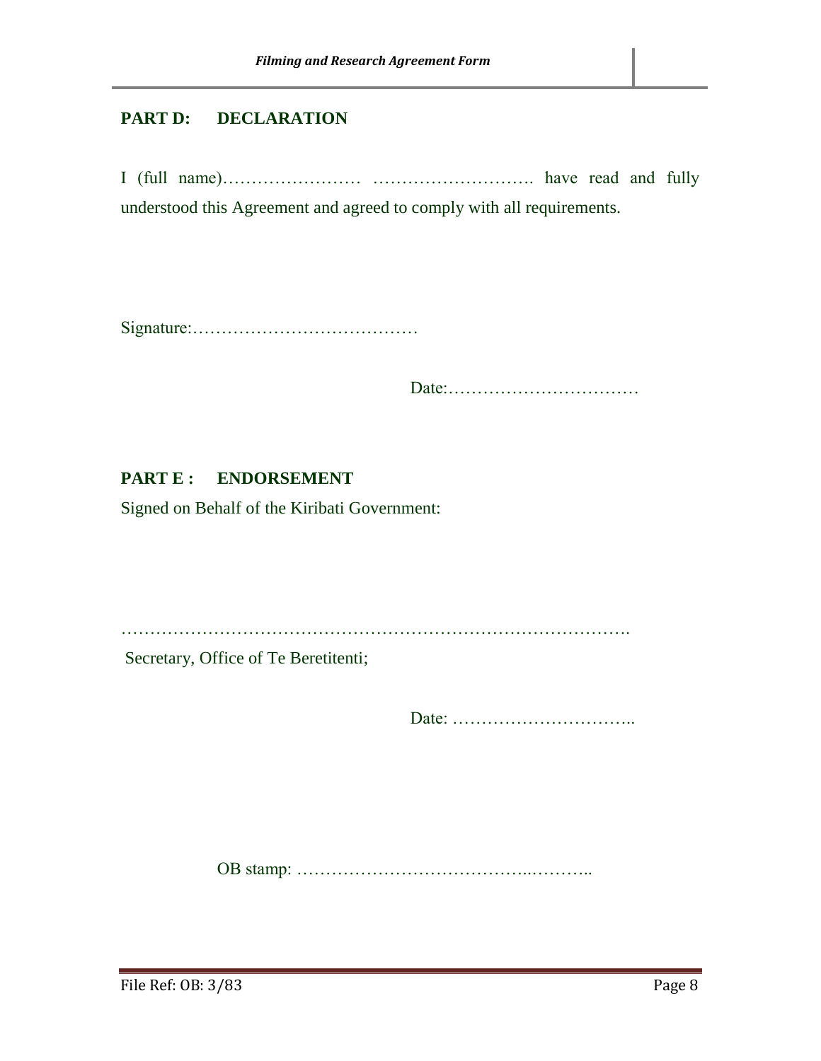## PART D: DECLARATION

I (full name)…………………… ………………………. have read and fully understood this Agreement and agreed to comply with all requirements.

Signature:…………………………………

Date:……………………………

## PART E : ENDORSEMENT

Signed on Behalf of the Kiribati Government:

…………………………………………………………………………….

Secretary, Office of Te Beretitenti;

Date: …………………………..

OB stamp: ………………………………...………..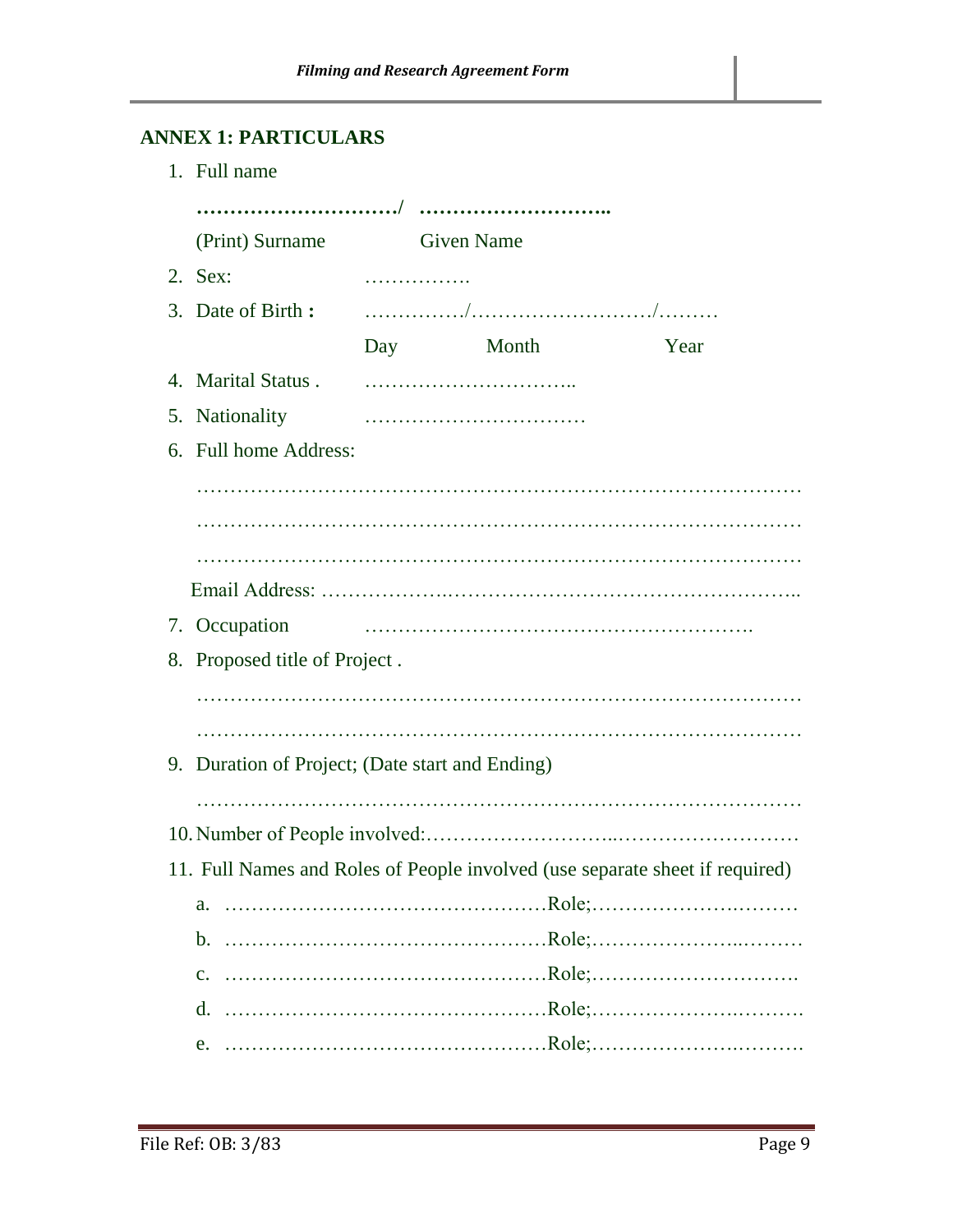## ANNEX 1: PARTICULARS

1. Full name

   **………………………./ ……………………..**

   (Print) Surname Given Name

2. Sex: …………….
3. Date of Birth **:** …………../……………………../………

   Day Month Year

4. Marital Status . …………………………..
5. Nationality ……………………………
6. Full home Address:

   ……………………………………………………………………………

   ……………………………………………………………………………

   ……………………………………………………………………………

   Email Address: ………………..……………………………………………..

7. Occupation ………………………………………………….
8. Proposed title of Project .

   ……………………………………………………………………………

   ……………………………………………………………………………

9. Duration of Project; (Date start and Ending)

   ……………………………………………………………………………

10. Number of People involved:……………………...………………………
11. Full Names and Roles of People involved (use separate sheet if required)
    a. …………………………………………Role;……………………..………
    b. …………………………………………Role;………………….....………
    c. …………………………………………Role;………………………….
    d. …………………………………………Role;……………………..……….
    e. …………………………………………Role;……………………..……….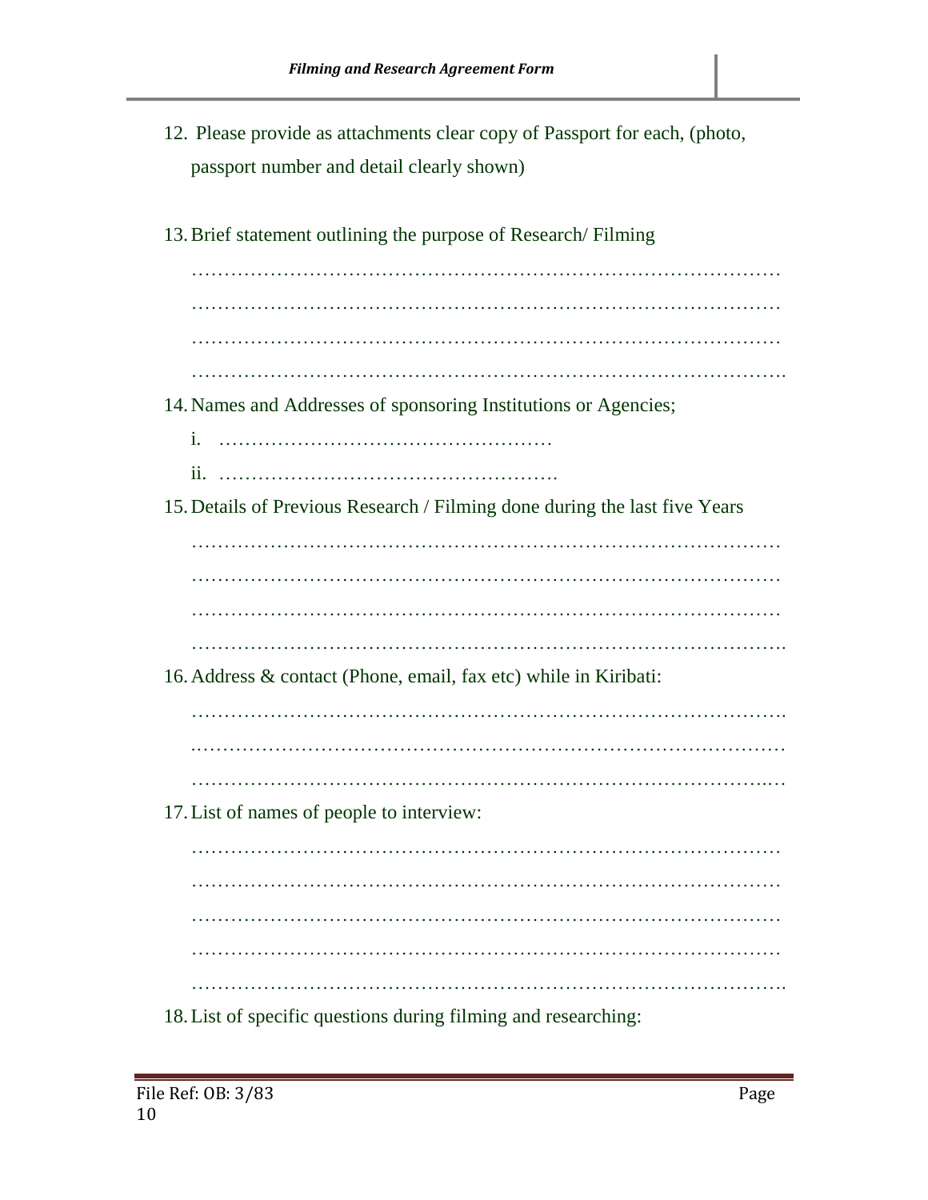12. Please provide as attachments clear copy of Passport for each, (photo, passport number and detail clearly shown)

13. Brief statement outlining the purpose of Research/ Filming

…………………………………………………………………………………
…………………………………………………………………………………
…………………………………………………………………………………
…………………………………………………………………………………

14. Names and Addresses of sponsoring Institutions or Agencies;

    i. ……………………………………………
    ii. ……………………………………………

15. Details of Previous Research / Filming done during the last five Years

…………………………………………………………………………………
…………………………………………………………………………………
…………………………………………………………………………………
…………………………………………………………………………………

16. Address & contact (Phone, email, fax etc) while in Kiribati:

…………………………………………………………………………………
…………………………………………………………………………………
…………………………………………………………………………………

17. List of names of people to interview:

…………………………………………………………………………………
…………………………………………………………………………………
…………………………………………………………………………………
…………………………………………………………………………………
…………………………………………………………………………………

18. List of specific questions during filming and researching:

File Ref: OB: 3/83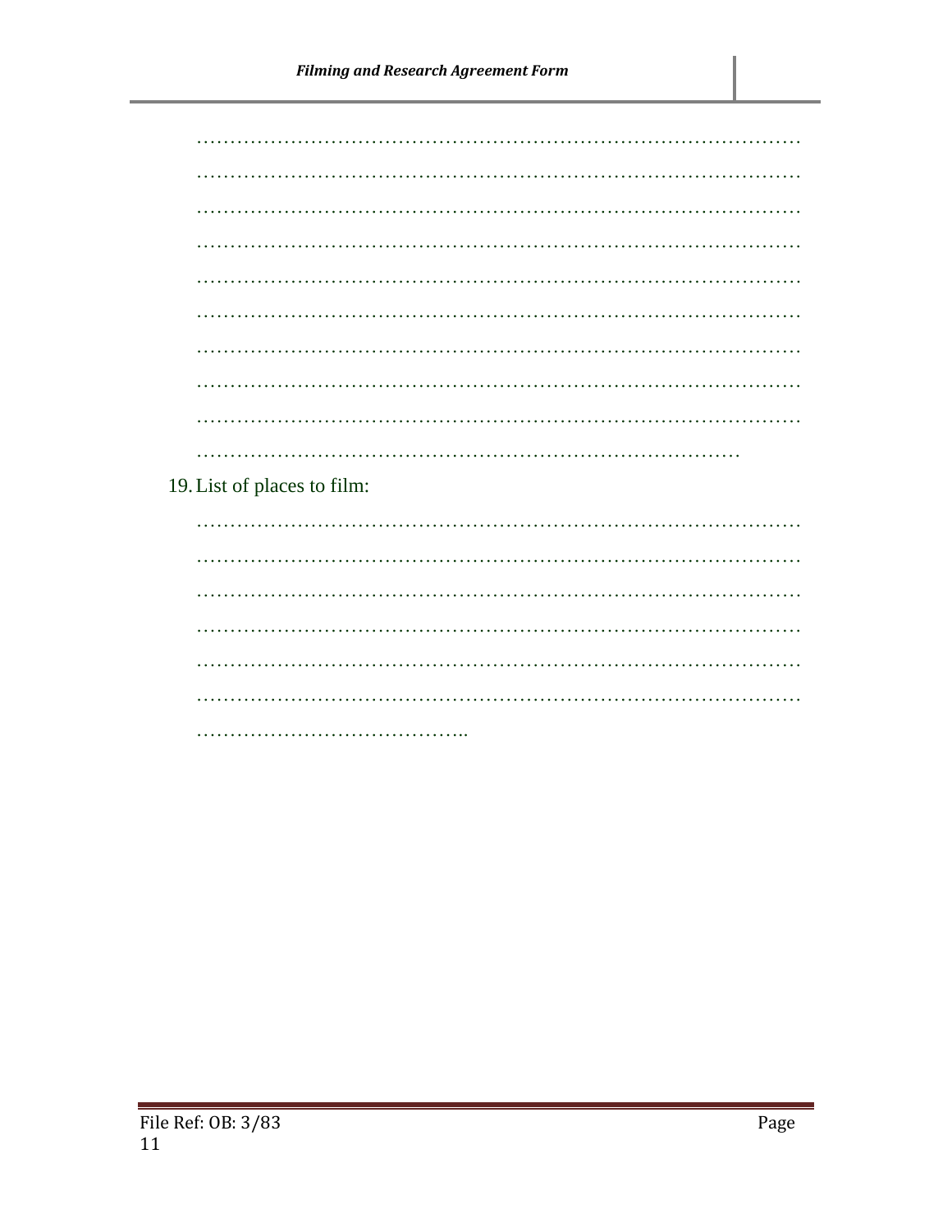…………………………………………………………………………………
…………………………………………………………………………………
…………………………………………………………………………………
…………………………………………………………………………………
…………………………………………………………………………………
…………………………………………………………………………………
…………………………………………………………………………………
…………………………………………………………………………………
…………………………………………………………………………………
………………………………………………………………………

19. List of places to film:

…………………………………………………………………………………
…………………………………………………………………………………
…………………………………………………………………………………
…………………………………………………………………………………
…………………………………………………………………………………
…………………………………………………………………………………
…………………………………..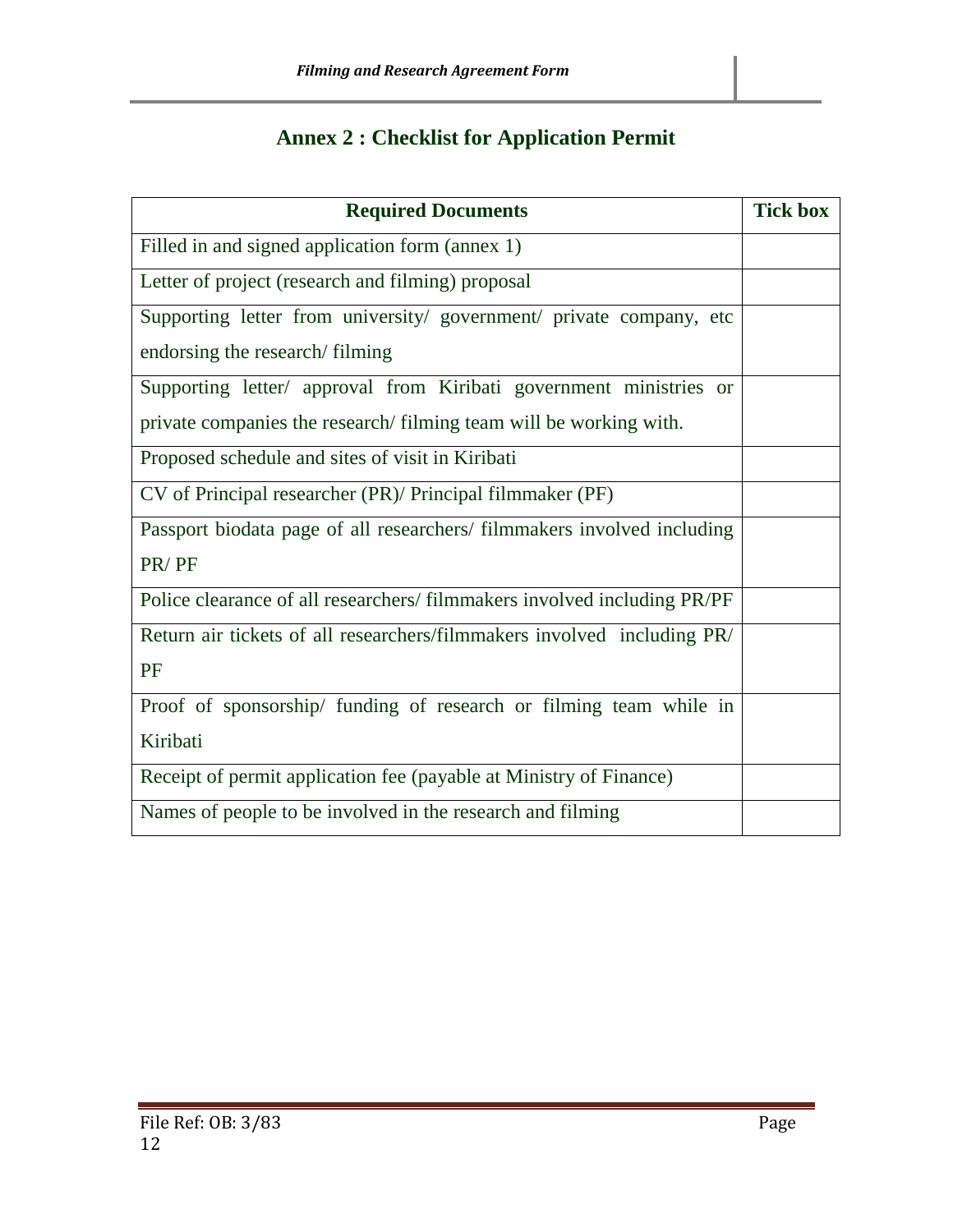# Annex 2 : Checklist for Application Permit

| Required Documents | Tick box |
| --- | --- |
| Filled in and signed application form (annex 1) | |
| Letter of project (research and filming) proposal | |
| Supporting letter from university/ government/ private company, etc endorsing the research/ filming | |
| Supporting letter/ approval from Kiribati government ministries or private companies the research/ filming team will be working with. | |
| Proposed schedule and sites of visit in Kiribati | |
| CV of Principal researcher (PR)/ Principal filmmaker (PF) | |
| Passport biodata page of all researchers/ filmmakers involved including PR/ PF | |
| Police clearance of all researchers/ filmmakers involved including PR/PF | |
| Return air tickets of all researchers/filmmakers involved including PR/ PF | |
| Proof of sponsorship/ funding of research or filming team while in Kiribati | |
| Receipt of permit application fee (payable at Ministry of Finance) | |
| Names of people to be involved in the research and filming | |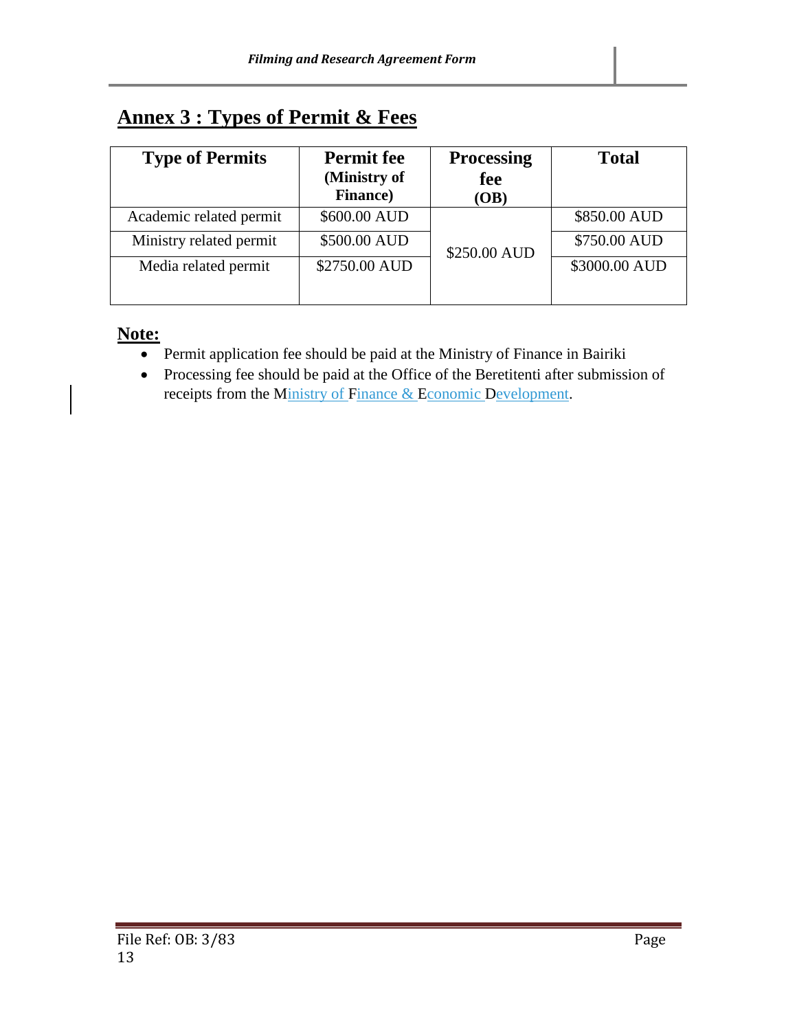## Annex 3 : Types of Permit & Fees

| Type of Permits | Permit fee (Ministry of Finance) | Processing fee (OB) | Total |
|---|---|---|---|
| Academic related permit | $600.00 AUD | $250.00 AUD | $850.00 AUD |
| Ministry related permit | $500.00 AUD | | $750.00 AUD |
| Media related permit | $2750.00 AUD | | $3000.00 AUD |

**Note:**

- Permit application fee should be paid at the Ministry of Finance in Bairiki
- Processing fee should be paid at the Office of the Beretitenti after submission of receipts from the Ministry of Finance & Economic Development.